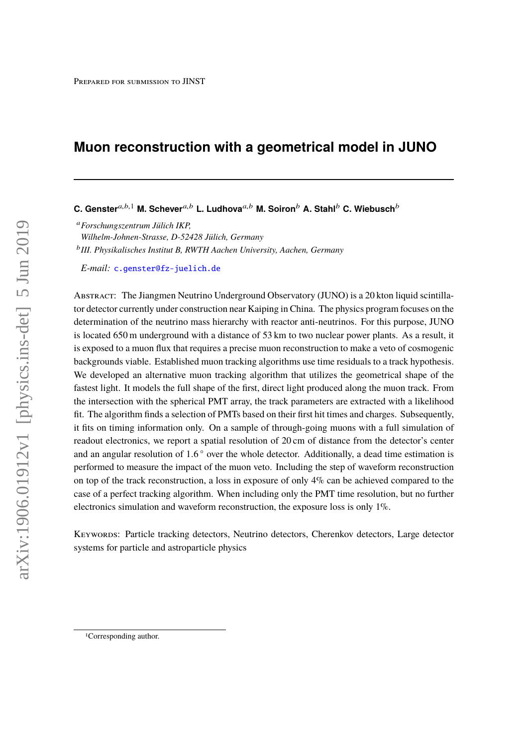Prepared for submission to JINST

# Muon reconstruction with a geometrical model in JUNO

---

**C. Genster**[a,b,1] **M. Schever**[a,b] **L. Ludhova**[a,b] **M. Soiron**[b] **A. Stahl**[b] **C. Wiebusch**[b]

[a] *Forschungszentrum Jülich IKP, Wilhelm-Johnen-Strasse, D-52428 Jülich, Germany*

[b] *III. Physikalisches Institut B, RWTH Aachen University, Aachen, Germany*

*E-mail:* c.genster@fz-juelich.de

Abstract: The Jiangmen Neutrino Underground Observatory (JUNO) is a 20 kton liquid scintillator detector currently under construction near Kaiping in China. The physics program focuses on the determination of the neutrino mass hierarchy with reactor anti-neutrinos. For this purpose, JUNO is located 650 m underground with a distance of 53 km to two nuclear power plants. As a result, it is exposed to a muon flux that requires a precise muon reconstruction to make a veto of cosmogenic backgrounds viable. Established muon tracking algorithms use time residuals to a track hypothesis. We developed an alternative muon tracking algorithm that utilizes the geometrical shape of the fastest light. It models the full shape of the first, direct light produced along the muon track. From the intersection with the spherical PMT array, the track parameters are extracted with a likelihood fit. The algorithm finds a selection of PMTs based on their first hit times and charges. Subsequently, it fits on timing information only. On a sample of through-going muons with a full simulation of readout electronics, we report a spatial resolution of 20 cm of distance from the detector's center and an angular resolution of $1.6^\circ$ over the whole detector. Additionally, a dead time estimation is performed to measure the impact of the muon veto. Including the step of waveform reconstruction on top of the track reconstruction, a loss in exposure of only 4% can be achieved compared to the case of a perfect tracking algorithm. When including only the PMT time resolution, but no further electronics simulation and waveform reconstruction, the exposure loss is only 1%.

Keywords: Particle tracking detectors, Neutrino detectors, Cherenkov detectors, Large detector systems for particle and astroparticle physics

---

[1] Corresponding author.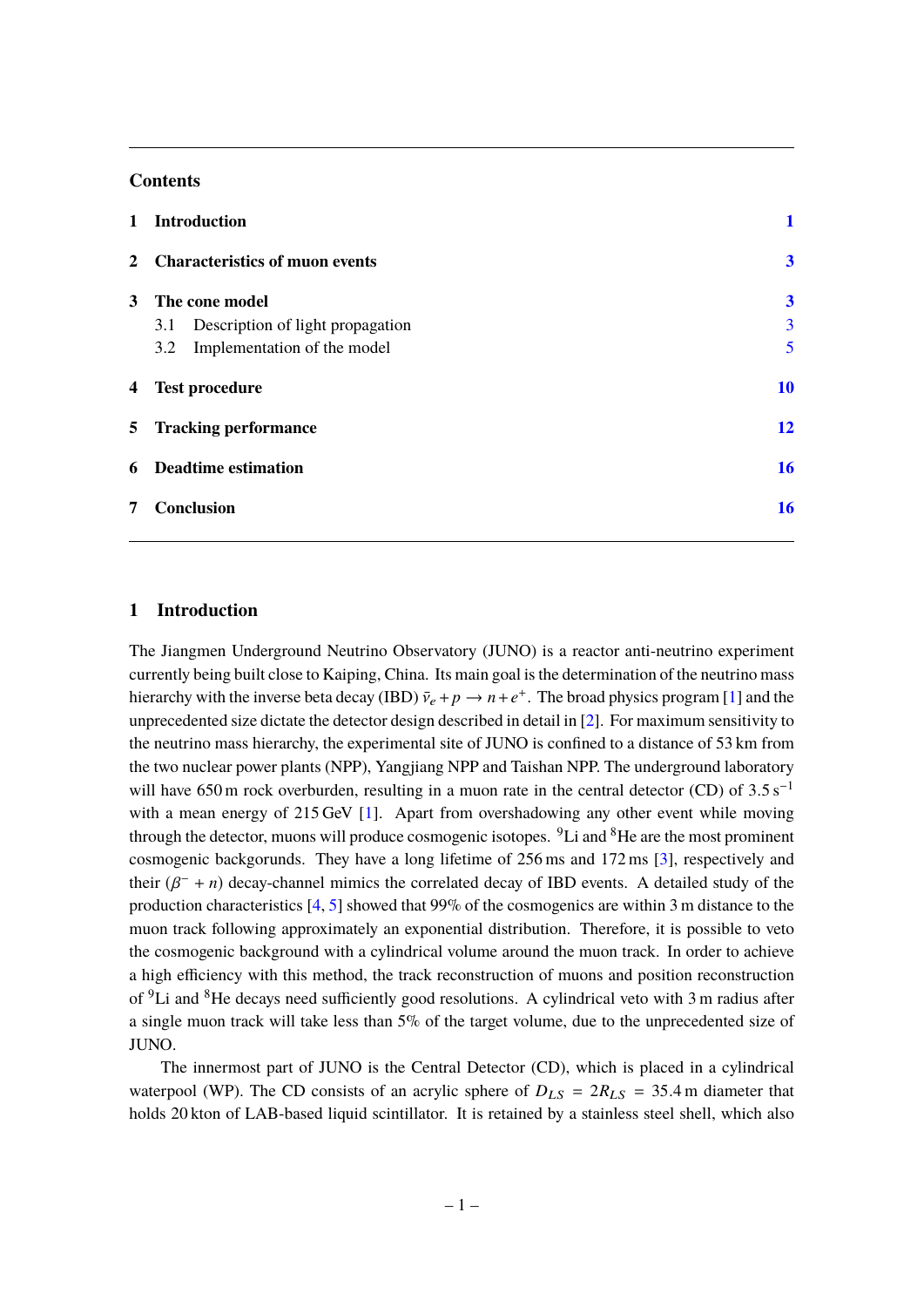## Contents

| | | |
|---|---|---|
| **1** | **Introduction** | **1** |
| **2** | **Characteristics of muon events** | **3** |
| **3** | **The cone model** | **3** |
| | 3.1 Description of light propagation | 3 |
| | 3.2 Implementation of the model | 5 |
| **4** | **Test procedure** | **10** |
| **5** | **Tracking performance** | **12** |
| **6** | **Deadtime estimation** | **16** |
| **7** | **Conclusion** | **16** |

## 1 Introduction

The Jiangmen Underground Neutrino Observatory (JUNO) is a reactor anti-neutrino experiment currently being built close to Kaiping, China. Its main goal is the determination of the neutrino mass hierarchy with the inverse beta decay (IBD) $\bar{\nu}_e + p \rightarrow n + e^+$. The broad physics program [1] and the unprecedented size dictate the detector design described in detail in [2]. For maximum sensitivity to the neutrino mass hierarchy, the experimental site of JUNO is confined to a distance of 53 km from the two nuclear power plants (NPP), Yangjiang NPP and Taishan NPP. The underground laboratory will have 650 m rock overburden, resulting in a muon rate in the central detector (CD) of 3.5 $s^{-1}$ with a mean energy of 215 GeV [1]. Apart from overshadowing any other event while moving through the detector, muons will produce cosmogenic isotopes. $^9$Li and $^8$He are the most prominent cosmogenic backgorunds. They have a long lifetime of 256 ms and 172 ms [3], respectively and their ($\beta^- + n$) decay-channel mimics the correlated decay of IBD events. A detailed study of the production characteristics [4, 5] showed that 99% of the cosmogenics are within 3 m distance to the muon track following approximately an exponential distribution. Therefore, it is possible to veto the cosmogenic background with a cylindrical volume around the muon track. In order to achieve a high efficiency with this method, the track reconstruction of muons and position reconstruction of $^9$Li and $^8$He decays need sufficiently good resolutions. A cylindrical veto with 3 m radius after a single muon track will take less than 5% of the target volume, due to the unprecedented size of JUNO.

The innermost part of JUNO is the Central Detector (CD), which is placed in a cylindrical waterpool (WP). The CD consists of an acrylic sphere of $D_{LS} = 2R_{LS} = 35.4$ m diameter that holds 20 kton of LAB-based liquid scintillator. It is retained by a stainless steel shell, which also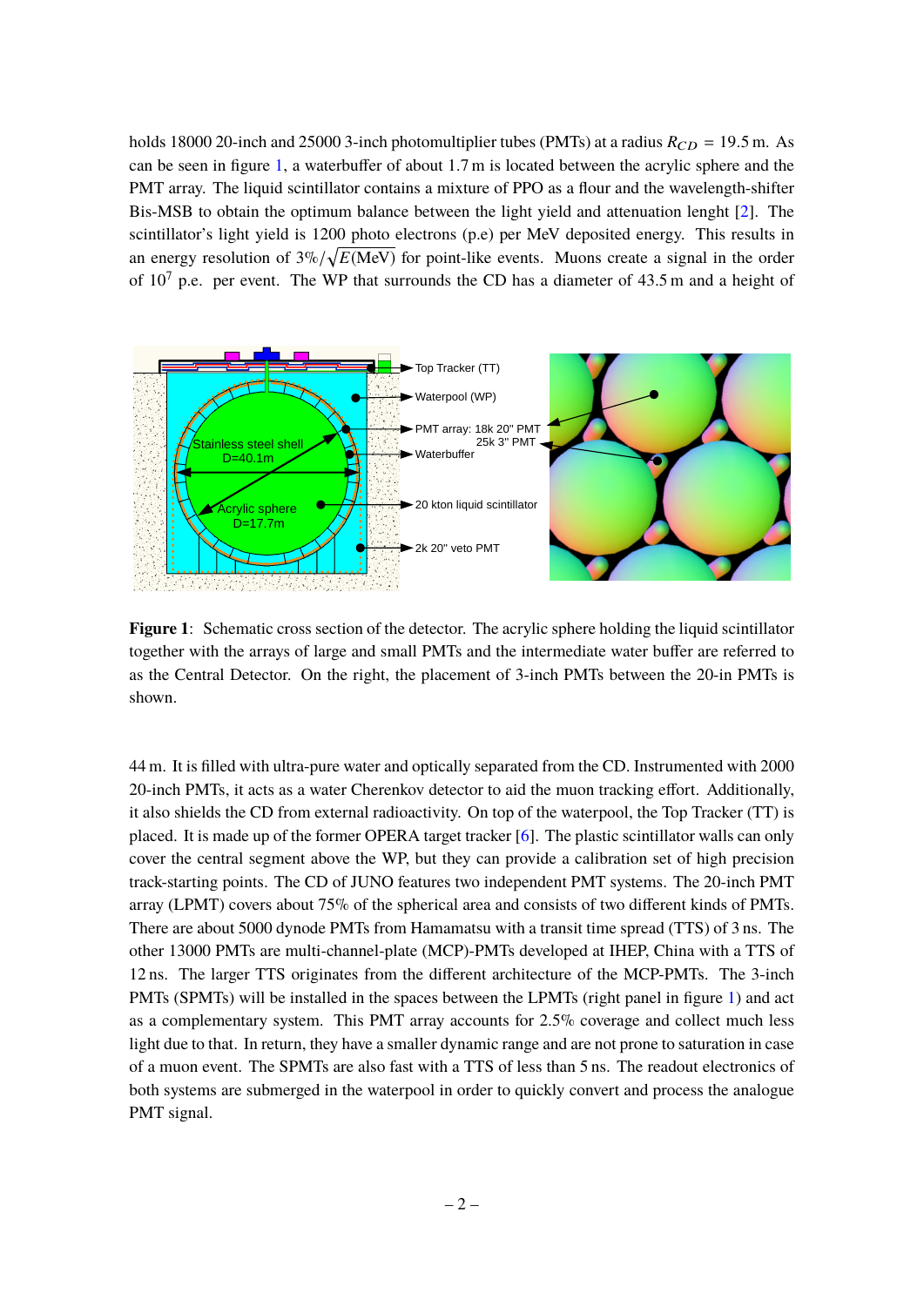holds 18000 20-inch and 25000 3-inch photomultiplier tubes (PMTs) at a radius $R_{CD} = 19.5$ m. As can be seen in figure 1, a waterbuffer of about 1.7 m is located between the acrylic sphere and the PMT array. The liquid scintillator contains a mixture of PPO as a flour and the wavelength-shifter Bis-MSB to obtain the optimum balance between the light yield and attenuation lenght [2]. The scintillator's light yield is 1200 photo electrons (p.e) per MeV deposited energy. This results in an energy resolution of $3\%/\sqrt{E(\mathrm{MeV})}$ for point-like events. Muons create a signal in the order of $10^7$ p.e. per event. The WP that surrounds the CD has a diameter of 43.5 m and a height of

**Figure 1**: Schematic cross section of the detector. The acrylic sphere holding the liquid scintillator together with the arrays of large and small PMTs and the intermediate water buffer are referred to as the Central Detector. On the right, the placement of 3-inch PMTs between the 20-in PMTs is shown.

44 m. It is filled with ultra-pure water and optically separated from the CD. Instrumented with 2000 20-inch PMTs, it acts as a water Cherenkov detector to aid the muon tracking effort. Additionally, it also shields the CD from external radioactivity. On top of the waterpool, the Top Tracker (TT) is placed. It is made up of the former OPERA target tracker [6]. The plastic scintillator walls can only cover the central segment above the WP, but they can provide a calibration set of high precision track-starting points. The CD of JUNO features two independent PMT systems. The 20-inch PMT array (LPMT) covers about 75% of the spherical area and consists of two different kinds of PMTs. There are about 5000 dynode PMTs from Hamamatsu with a transit time spread (TTS) of 3 ns. The other 13000 PMTs are multi-channel-plate (MCP)-PMTs developed at IHEP, China with a TTS of 12 ns. The larger TTS originates from the different architecture of the MCP-PMTs. The 3-inch PMTs (SPMTs) will be installed in the spaces between the LPMTs (right panel in figure 1) and act as a complementary system. This PMT array accounts for 2.5% coverage and collect much less light due to that. In return, they have a smaller dynamic range and are not prone to saturation in case of a muon event. The SPMTs are also fast with a TTS of less than 5 ns. The readout electronics of both systems are submerged in the waterpool in order to quickly convert and process the analogue PMT signal.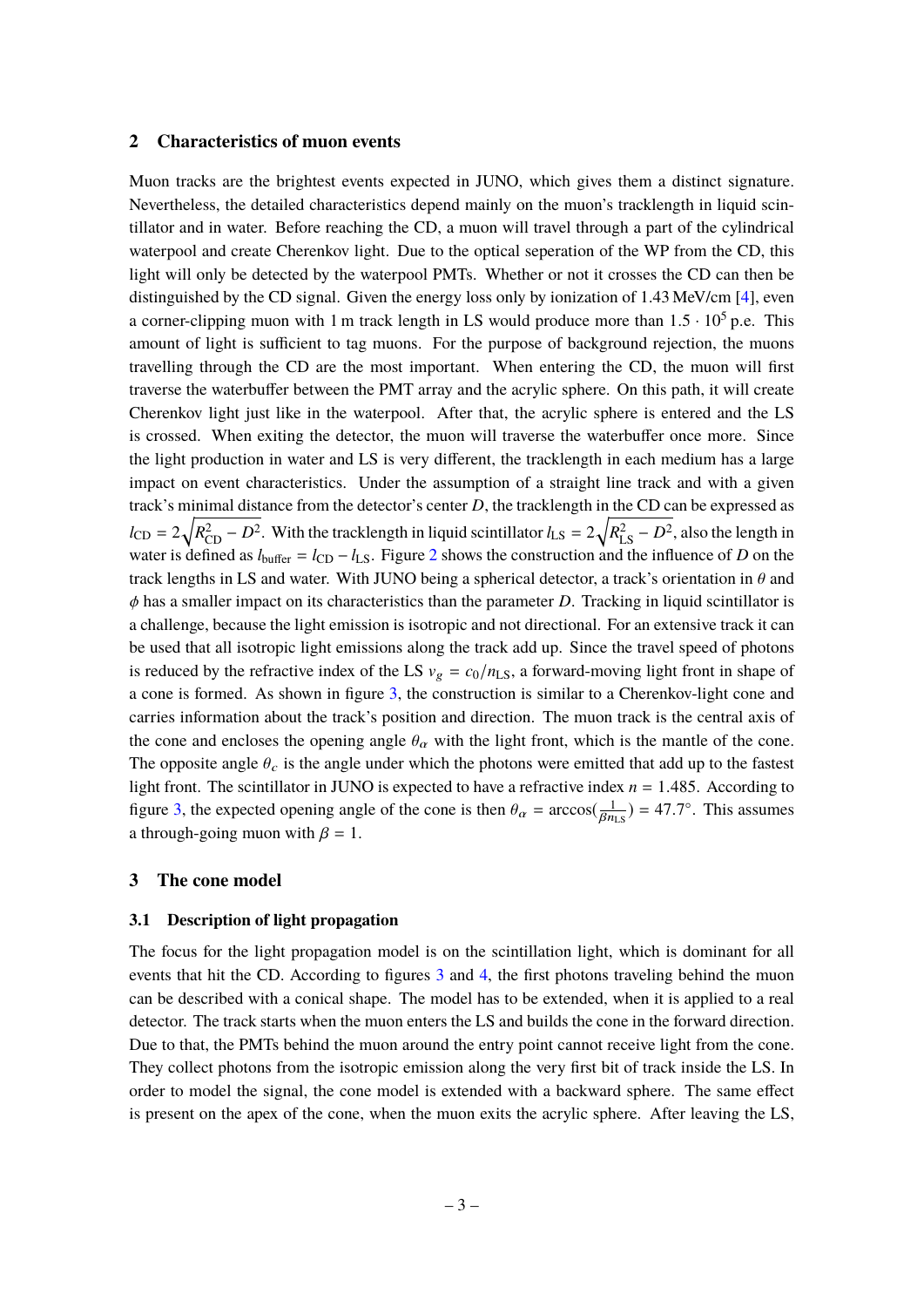## 2 Characteristics of muon events

Muon tracks are the brightest events expected in JUNO, which gives them a distinct signature. Nevertheless, the detailed characteristics depend mainly on the muon's tracklength in liquid scintillator and in water. Before reaching the CD, a muon will travel through a part of the cylindrical waterpool and create Cherenkov light. Due to the optical seperation of the WP from the CD, this light will only be detected by the waterpool PMTs. Whether or not it crosses the CD can then be distinguished by the CD signal. Given the energy loss only by ionization of 1.43 MeV/cm [4], even a corner-clipping muon with 1 m track length in LS would produce more than $1.5 \cdot 10^5$ p.e. This amount of light is sufficient to tag muons. For the purpose of background rejection, the muons travelling through the CD are the most important. When entering the CD, the muon will first traverse the waterbuffer between the PMT array and the acrylic sphere. On this path, it will create Cherenkov light just like in the waterpool. After that, the acrylic sphere is entered and the LS is crossed. When exiting the detector, the muon will traverse the waterbuffer once more. Since the light production in water and LS is very different, the tracklength in each medium has a large impact on event characteristics. Under the assumption of a straight line track and with a given track's minimal distance from the detector's center $D$, the tracklength in the CD can be expressed as $l_{\mathrm{CD}} = 2\sqrt{R_{\mathrm{CD}}^2 - D^2}$. With the tracklength in liquid scintillator $l_{\mathrm{LS}} = 2\sqrt{R_{\mathrm{LS}}^2 - D^2}$, also the length in water is defined as $l_{\mathrm{buffer}} = l_{\mathrm{CD}} - l_{\mathrm{LS}}$. Figure 2 shows the construction and the influence of $D$ on the track lengths in LS and water. With JUNO being a spherical detector, a track's orientation in $\theta$ and $\phi$ has a smaller impact on its characteristics than the parameter $D$. Tracking in liquid scintillator is a challenge, because the light emission is isotropic and not directional. For an extensive track it can be used that all isotropic light emissions along the track add up. Since the travel speed of photons is reduced by the refractive index of the LS $v_g = c_0/n_{\mathrm{LS}}$, a forward-moving light front in shape of a cone is formed. As shown in figure 3, the construction is similar to a Cherenkov-light cone and carries information about the track's position and direction. The muon track is the central axis of the cone and encloses the opening angle $\theta_\alpha$ with the light front, which is the mantle of the cone. The opposite angle $\theta_c$ is the angle under which the photons were emitted that add up to the fastest light front. The scintillator in JUNO is expected to have a refractive index $n = 1.485$. According to figure 3, the expected opening angle of the cone is then $\theta_\alpha = \arccos(\frac{1}{\beta n_{\mathrm{LS}}}) = 47.7°$. This assumes a through-going muon with $\beta = 1$.

## 3 The cone model

### 3.1 Description of light propagation

The focus for the light propagation model is on the scintillation light, which is dominant for all events that hit the CD. According to figures 3 and 4, the first photons traveling behind the muon can be described with a conical shape. The model has to be extended, when it is applied to a real detector. The track starts when the muon enters the LS and builds the cone in the forward direction. Due to that, the PMTs behind the muon around the entry point cannot receive light from the cone. They collect photons from the isotropic emission along the very first bit of track inside the LS. In order to model the signal, the cone model is extended with a backward sphere. The same effect is present on the apex of the cone, when the muon exits the acrylic sphere. After leaving the LS,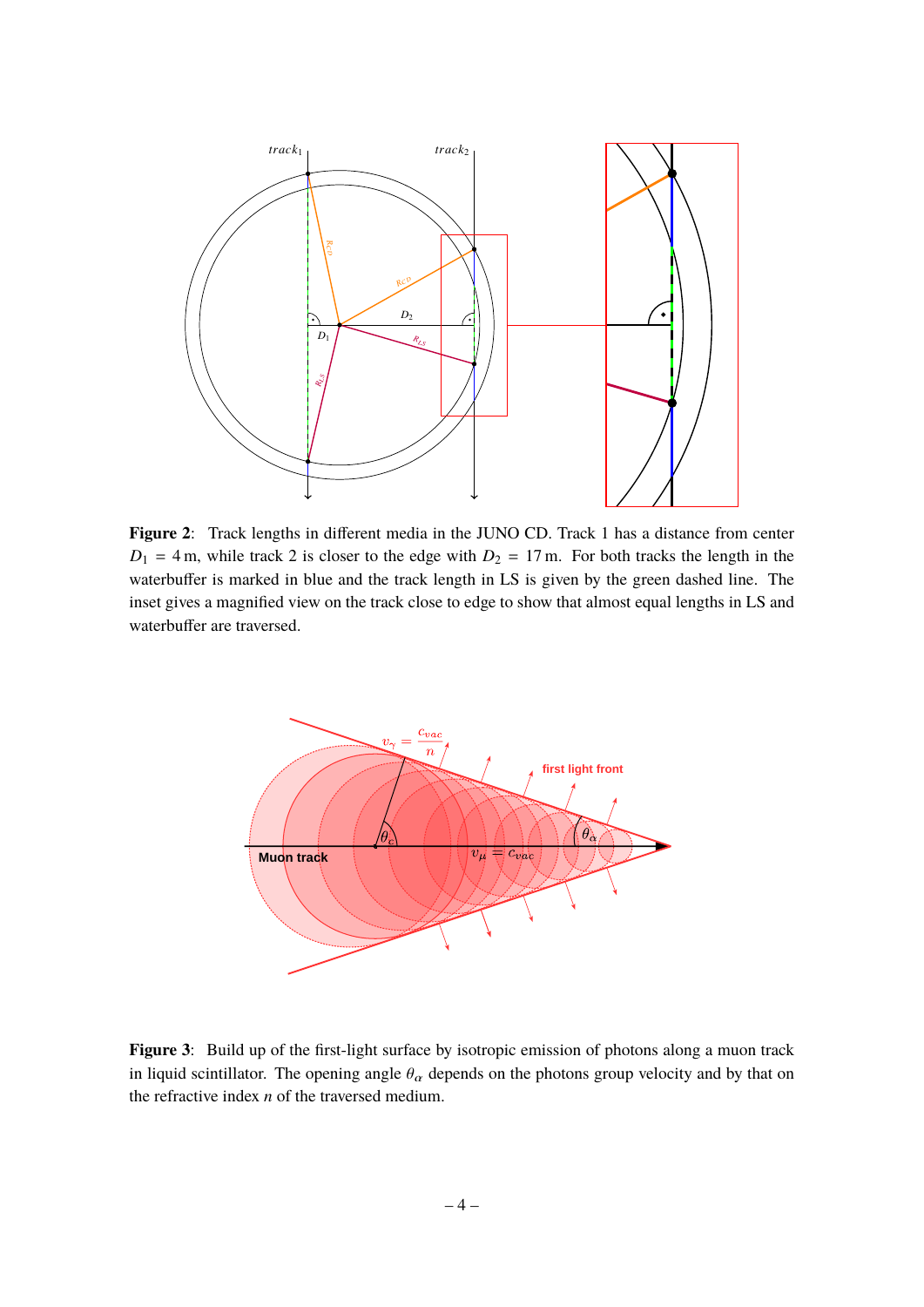**Figure 2**: Track lengths in different media in the JUNO CD. Track 1 has a distance from center $D_1 = 4\,\text{m}$, while track 2 is closer to the edge with $D_2 = 17\,\text{m}$. For both tracks the length in the waterbuffer is marked in blue and the track length in LS is given by the green dashed line. The inset gives a magnified view on the track close to edge to show that almost equal lengths in LS and waterbuffer are traversed.

**Figure 3**: Build up of the first-light surface by isotropic emission of photons along a muon track in liquid scintillator. The opening angle $\theta_\alpha$ depends on the photons group velocity and by that on the refractive index $n$ of the traversed medium.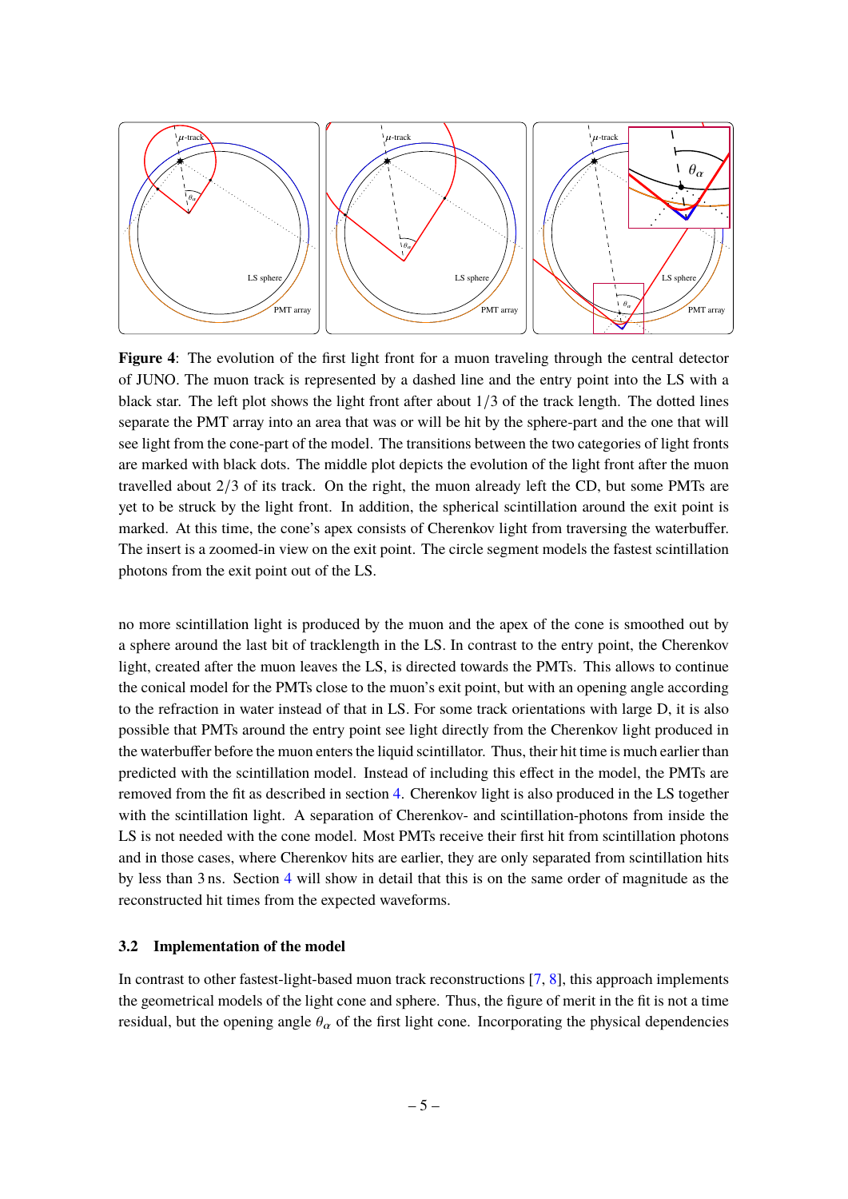μ-track

θ_α

LS sphere

PMT array

μ-track

θ_α

LS sphere

PMT array

μ-track

θ_α

θ_α

LS sphere

PMT array

**Figure 4**: The evolution of the first light front for a muon traveling through the central detector of JUNO. The muon track is represented by a dashed line and the entry point into the LS with a black star. The left plot shows the light front after about 1/3 of the track length. The dotted lines separate the PMT array into an area that was or will be hit by the sphere-part and the one that will see light from the cone-part of the model. The transitions between the two categories of light fronts are marked with black dots. The middle plot depicts the evolution of the light front after the muon travelled about 2/3 of its track. On the right, the muon already left the CD, but some PMTs are yet to be struck by the light front. In addition, the spherical scintillation around the exit point is marked. At this time, the cone's apex consists of Cherenkov light from traversing the waterbuffer. The insert is a zoomed-in view on the exit point. The circle segment models the fastest scintillation photons from the exit point out of the LS.

no more scintillation light is produced by the muon and the apex of the cone is smoothed out by a sphere around the last bit of tracklength in the LS. In contrast to the entry point, the Cherenkov light, created after the muon leaves the LS, is directed towards the PMTs. This allows to continue the conical model for the PMTs close to the muon's exit point, but with an opening angle according to the refraction in water instead of that in LS. For some track orientations with large D, it is also possible that PMTs around the entry point see light directly from the Cherenkov light produced in the waterbuffer before the muon enters the liquid scintillator. Thus, their hit time is much earlier than predicted with the scintillation model. Instead of including this effect in the model, the PMTs are removed from the fit as described in section 4. Cherenkov light is also produced in the LS together with the scintillation light. A separation of Cherenkov- and scintillation-photons from inside the LS is not needed with the cone model. Most PMTs receive their first hit from scintillation photons and in those cases, where Cherenkov hits are earlier, they are only separated from scintillation hits by less than 3 ns. Section 4 will show in detail that this is on the same order of magnitude as the reconstructed hit times from the expected waveforms.

### 3.2 Implementation of the model

In contrast to other fastest-light-based muon track reconstructions [7, 8], this approach implements the geometrical models of the light cone and sphere. Thus, the figure of merit in the fit is not a time residual, but the opening angle $\theta_\alpha$ of the first light cone. Incorporating the physical dependencies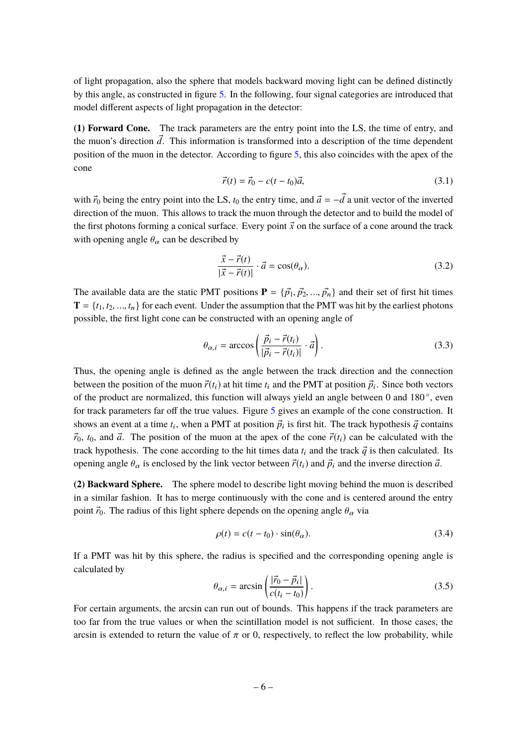of light propagation, also the sphere that models backward moving light can be defined distinctly by this angle, as constructed in figure 5. In the following, four signal categories are introduced that model different aspects of light propagation in the detector:

**(1) Forward Cone.** The track parameters are the entry point into the LS, the time of entry, and the muon's direction $\vec{d}$. This information is transformed into a description of the time dependent position of the muon in the detector. According to figure 5, this also coincides with the apex of the cone

$$\vec{r}(t) = \vec{r}_0 - c(t - t_0)\vec{a}, \tag{3.1}$$

with $\vec{r}_0$ being the entry point into the LS, $t_0$ the entry time, and $\vec{a} = -\vec{d}$ a unit vector of the inverted direction of the muon. This allows to track the muon through the detector and to build the model of the first photons forming a conical surface. Every point $\vec{x}$ on the surface of a cone around the track with opening angle $\theta_\alpha$ can be described by

$$\frac{\vec{x} - \vec{r}(t)}{|\vec{x} - \vec{r}(t)|} \cdot \vec{a} = \cos(\theta_\alpha). \tag{3.2}$$

The available data are the static PMT positions $\mathbf{P} = \{\vec{p}_1, \vec{p}_2, ..., \vec{p}_n\}$ and their set of first hit times $\mathbf{T} = \{t_1, t_2, ..., t_n\}$ for each event. Under the assumption that the PMT was hit by the earliest photons possible, the first light cone can be constructed with an opening angle of

$$\theta_{\alpha,i} = \arccos\left(\frac{\vec{p}_i - \vec{r}(t_i)}{|\vec{p}_i - \vec{r}(t_i)|} \cdot \vec{a}\right). \tag{3.3}$$

Thus, the opening angle is defined as the angle between the track direction and the connection between the position of the muon $\vec{r}(t_i)$ at hit time $t_i$ and the PMT at position $\vec{p}_i$. Since both vectors of the product are normalized, this function will always yield an angle between 0 and 180$^\circ$, even for track parameters far off the true values. Figure 5 gives an example of the cone construction. It shows an event at a time $t_i$, when a PMT at position $\vec{p}_i$ is first hit. The track hypothesis $\vec{q}$ contains $\vec{r}_0$, $t_0$, and $\vec{a}$. The position of the muon at the apex of the cone $\vec{r}(t_i)$ can be calculated with the track hypothesis. The cone according to the hit times data $t_i$ and the track $\vec{q}$ is then calculated. Its opening angle $\theta_\alpha$ is enclosed by the link vector between $\vec{r}(t_i)$ and $\vec{p}_i$ and the inverse direction $\vec{a}$.

**(2) Backward Sphere.** The sphere model to describe light moving behind the muon is described in a similar fashion. It has to merge continuously with the cone and is centered around the entry point $\vec{r}_0$. The radius of this light sphere depends on the opening angle $\theta_\alpha$ via

$$\rho(t) = c(t - t_0) \cdot \sin(\theta_\alpha). \tag{3.4}$$

If a PMT was hit by this sphere, the radius is specified and the corresponding opening angle is calculated by

$$\theta_{\alpha,i} = \arcsin\left(\frac{|\vec{r}_0 - \vec{p}_i|}{c(t_i - t_0)}\right). \tag{3.5}$$

For certain arguments, the arcsin can run out of bounds. This happens if the track parameters are too far from the true values or when the scintillation model is not sufficient. In those cases, the arcsin is extended to return the value of $\pi$ or 0, respectively, to reflect the low probability, while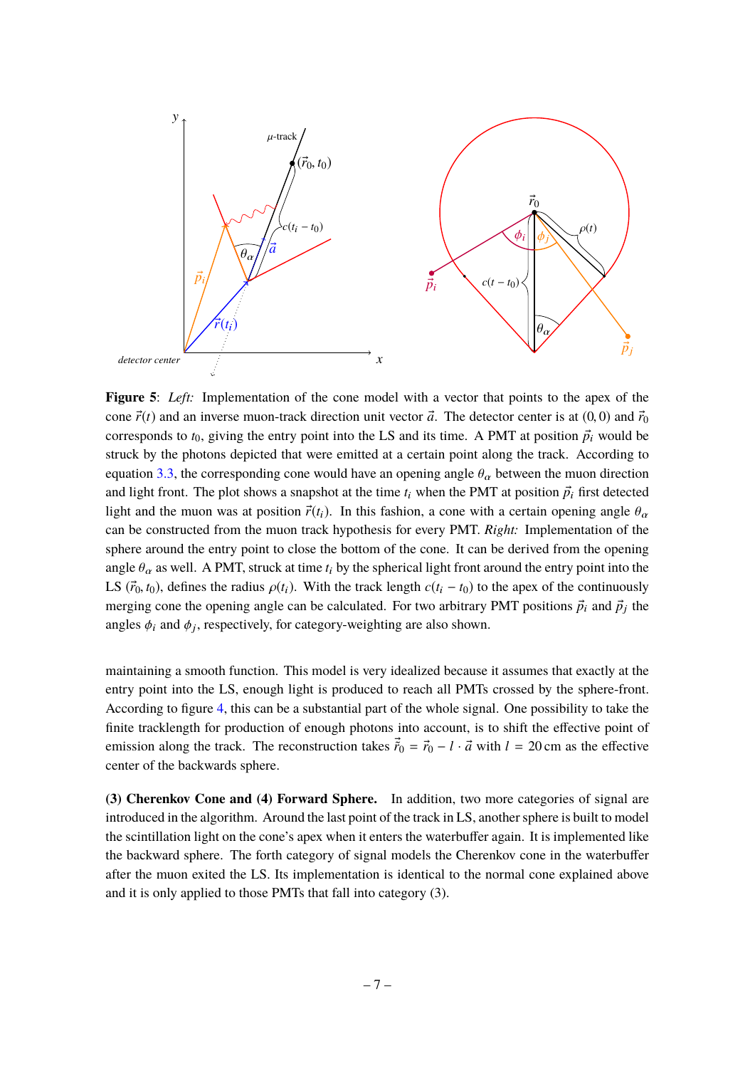**Figure 5**: *Left:* Implementation of the cone model with a vector that points to the apex of the cone $\vec{r}(t)$ and an inverse muon-track direction unit vector $\vec{a}$. The detector center is at $(0, 0)$ and $\vec{r}_0$ corresponds to $t_0$, giving the entry point into the LS and its time. A PMT at position $\vec{p}_i$ would be struck by the photons depicted that were emitted at a certain point along the track. According to equation 3.3, the corresponding cone would have an opening angle $\theta_\alpha$ between the muon direction and light front. The plot shows a snapshot at the time $t_i$ when the PMT at position $\vec{p}_i$ first detected light and the muon was at position $\vec{r}(t_i)$. In this fashion, a cone with a certain opening angle $\theta_\alpha$ can be constructed from the muon track hypothesis for every PMT. *Right:* Implementation of the sphere around the entry point to close the bottom of the cone. It can be derived from the opening angle $\theta_\alpha$ as well. A PMT, struck at time $t_i$ by the spherical light front around the entry point into the LS $(\vec{r}_0, t_0)$, defines the radius $\rho(t_i)$. With the track length $c(t_i - t_0)$ to the apex of the continuously merging cone the opening angle can be calculated. For two arbitrary PMT positions $\vec{p}_i$ and $\vec{p}_j$ the angles $\phi_i$ and $\phi_j$, respectively, for category-weighting are also shown.

maintaining a smooth function. This model is very idealized because it assumes that exactly at the entry point into the LS, enough light is produced to reach all PMTs crossed by the sphere-front. According to figure 4, this can be a substantial part of the whole signal. One possibility to take the finite tracklength for production of enough photons into account, is to shift the effective point of emission along the track. The reconstruction takes $\vec{\tilde{r}}_0 = \vec{r}_0 - l \cdot \vec{a}$ with $l = 20\,\text{cm}$ as the effective center of the backwards sphere.

**(3) Cherenkov Cone and (4) Forward Sphere.** In addition, two more categories of signal are introduced in the algorithm. Around the last point of the track in LS, another sphere is built to model the scintillation light on the cone's apex when it enters the waterbuffer again. It is implemented like the backward sphere. The forth category of signal models the Cherenkov cone in the waterbuffer after the muon exited the LS. Its implementation is identical to the normal cone explained above and it is only applied to those PMTs that fall into category (3).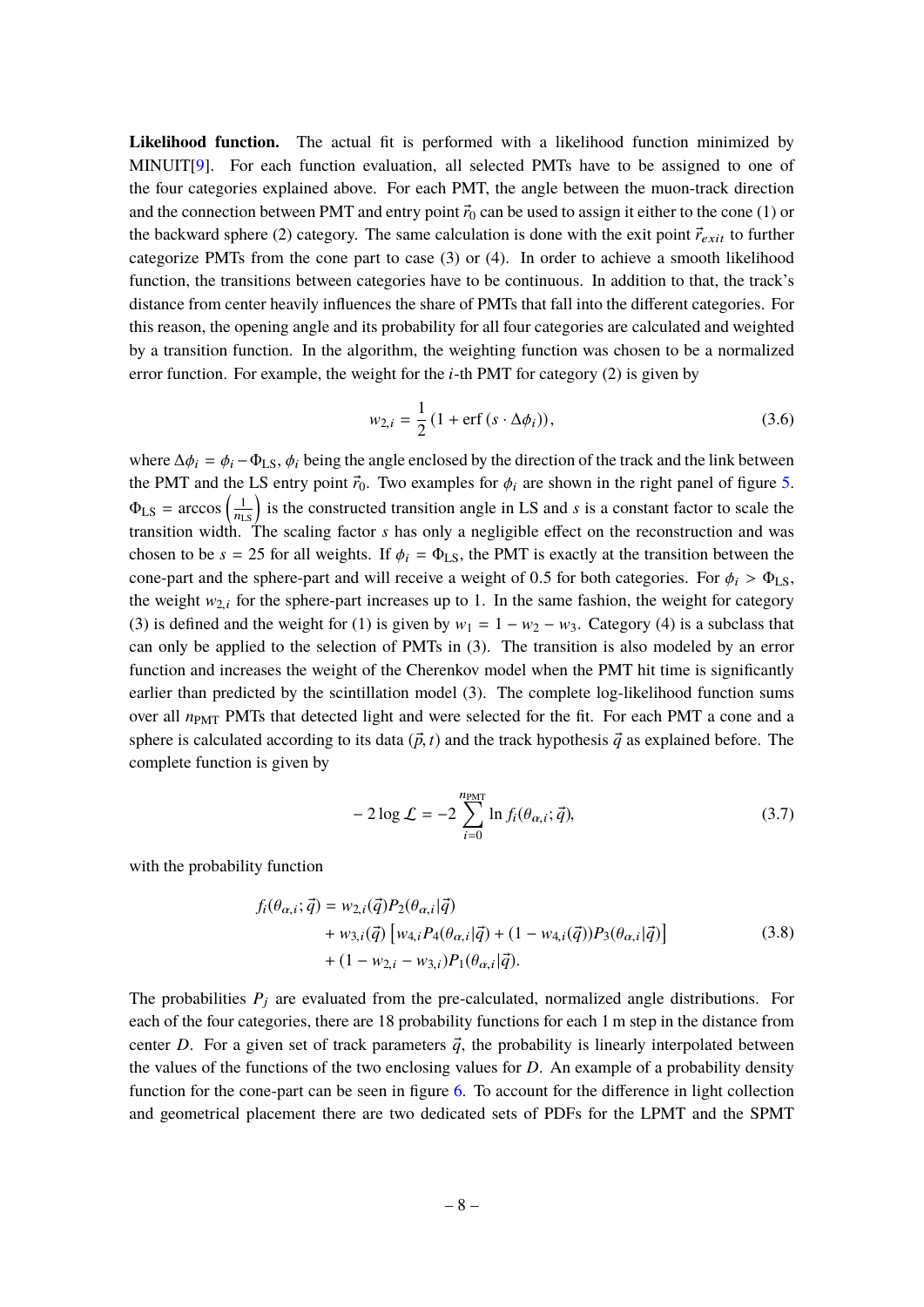**Likelihood function.** The actual fit is performed with a likelihood function minimized by MINUIT[9]. For each function evaluation, all selected PMTs have to be assigned to one of the four categories explained above. For each PMT, the angle between the muon-track direction and the connection between PMT and entry point $\vec{r}_0$ can be used to assign it either to the cone (1) or the backward sphere (2) category. The same calculation is done with the exit point $\vec{r}_{exit}$ to further categorize PMTs from the cone part to case (3) or (4). In order to achieve a smooth likelihood function, the transitions between categories have to be continuous. In addition to that, the track's distance from center heavily influences the share of PMTs that fall into the different categories. For this reason, the opening angle and its probability for all four categories are calculated and weighted by a transition function. In the algorithm, the weighting function was chosen to be a normalized error function. For example, the weight for the $i$-th PMT for category (2) is given by

$$w_{2,i} = \frac{1}{2}\left(1 + \mathrm{erf}\left(s \cdot \Delta\phi_i\right)\right), \tag{3.6}$$

where $\Delta\phi_i = \phi_i - \Phi_{\mathrm{LS}}$, $\phi_i$ being the angle enclosed by the direction of the track and the link between the PMT and the LS entry point $\vec{r}_0$. Two examples for $\phi_i$ are shown in the right panel of figure 5. $\Phi_{\mathrm{LS}} = \arccos\left(\frac{1}{n_{\mathrm{LS}}}\right)$ is the constructed transition angle in LS and $s$ is a constant factor to scale the transition width. The scaling factor $s$ has only a negligible effect on the reconstruction and was chosen to be $s = 25$ for all weights. If $\phi_i = \Phi_{\mathrm{LS}}$, the PMT is exactly at the transition between the cone-part and the sphere-part and will receive a weight of 0.5 for both categories. For $\phi_i > \Phi_{\mathrm{LS}}$, the weight $w_{2,i}$ for the sphere-part increases up to 1. In the same fashion, the weight for category (3) is defined and the weight for (1) is given by $w_1 = 1 - w_2 - w_3$. Category (4) is a subclass that can only be applied to the selection of PMTs in (3). The transition is also modeled by an error function and increases the weight of the Cherenkov model when the PMT hit time is significantly earlier than predicted by the scintillation model (3). The complete log-likelihood function sums over all $n_{\mathrm{PMT}}$ PMTs that detected light and were selected for the fit. For each PMT a cone and a sphere is calculated according to its data $(\vec{p}, t)$ and the track hypothesis $\vec{q}$ as explained before. The complete function is given by

$$-2\log\mathcal{L} = -2\sum_{i=0}^{n_{\mathrm{PMT}}} \ln f_i(\theta_{\alpha,i};\vec{q}), \tag{3.7}$$

with the probability function

$$\begin{aligned} f_i(\theta_{\alpha,i};\vec{q}) = {} & w_{2,i}(\vec{q})P_2(\theta_{\alpha,i}|\vec{q}) \\ & + w_{3,i}(\vec{q})\left[w_{4,i}P_4(\theta_{\alpha,i}|\vec{q}) + (1 - w_{4,i}(\vec{q}))P_3(\theta_{\alpha,i}|\vec{q})\right] \\ & + (1 - w_{2,i} - w_{3,i})P_1(\theta_{\alpha,i}|\vec{q}). \end{aligned} \tag{3.8}$$

The probabilities $P_j$ are evaluated from the pre-calculated, normalized angle distributions. For each of the four categories, there are 18 probability functions for each 1 m step in the distance from center $D$. For a given set of track parameters $\vec{q}$, the probability is linearly interpolated between the values of the functions of the two enclosing values for $D$. An example of a probability density function for the cone-part can be seen in figure 6. To account for the difference in light collection and geometrical placement there are two dedicated sets of PDFs for the LPMT and the SPMT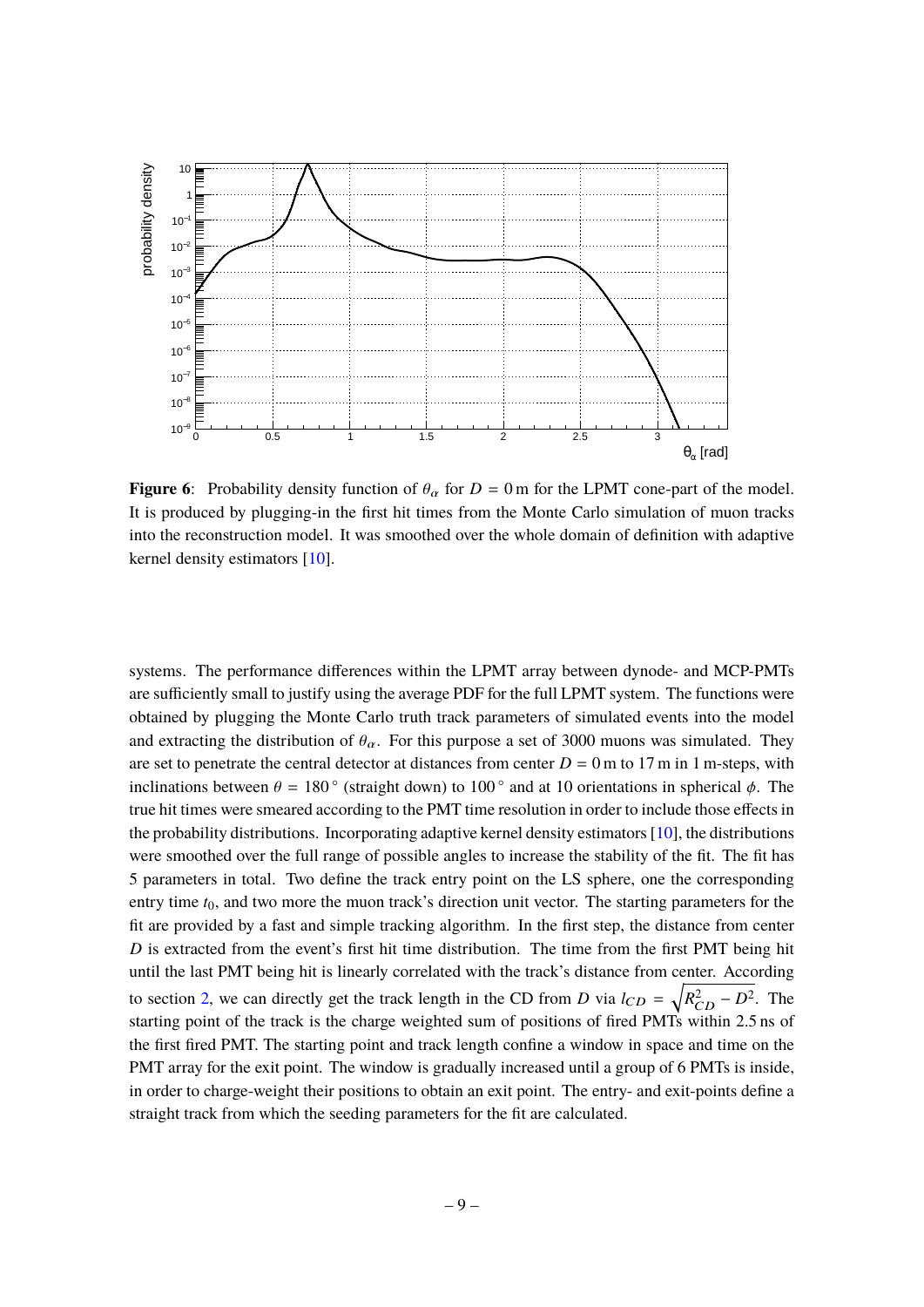**Figure 6**: Probability density function of $\theta_\alpha$ for $D = 0$ m for the LPMT cone-part of the model. It is produced by plugging-in the first hit times from the Monte Carlo simulation of muon tracks into the reconstruction model. It was smoothed over the whole domain of definition with adaptive kernel density estimators [10].

systems. The performance differences within the LPMT array between dynode- and MCP-PMTs are sufficiently small to justify using the average PDF for the full LPMT system. The functions were obtained by plugging the Monte Carlo truth track parameters of simulated events into the model and extracting the distribution of $\theta_\alpha$. For this purpose a set of 3000 muons was simulated. They are set to penetrate the central detector at distances from center $D = 0$ m to 17 m in 1 m-steps, with inclinations between $\theta = 180^\circ$ (straight down) to $100^\circ$ and at 10 orientations in spherical $\phi$. The true hit times were smeared according to the PMT time resolution in order to include those effects in the probability distributions. Incorporating adaptive kernel density estimators [10], the distributions were smoothed over the full range of possible angles to increase the stability of the fit. The fit has 5 parameters in total. Two define the track entry point on the LS sphere, one the corresponding entry time $t_0$, and two more the muon track's direction unit vector. The starting parameters for the fit are provided by a fast and simple tracking algorithm. In the first step, the distance from center $D$ is extracted from the event's first hit time distribution. The time from the first PMT being hit until the last PMT being hit is linearly correlated with the track's distance from center. According to section 2, we can directly get the track length in the CD from $D$ via $l_{CD} = \sqrt{R_{CD}^2 - D^2}$. The starting point of the track is the charge weighted sum of positions of fired PMTs within 2.5 ns of the first fired PMT. The starting point and track length confine a window in space and time on the PMT array for the exit point. The window is gradually increased until a group of 6 PMTs is inside, in order to charge-weight their positions to obtain an exit point. The entry- and exit-points define a straight track from which the seeding parameters for the fit are calculated.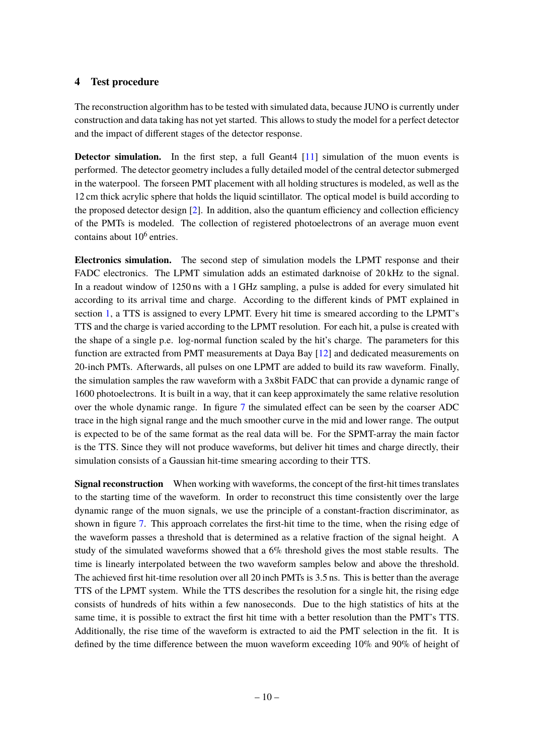## 4 Test procedure

The reconstruction algorithm has to be tested with simulated data, because JUNO is currently under construction and data taking has not yet started. This allows to study the model for a perfect detector and the impact of different stages of the detector response.

**Detector simulation.** In the first step, a full Geant4 [11] simulation of the muon events is performed. The detector geometry includes a fully detailed model of the central detector submerged in the waterpool. The forseen PMT placement with all holding structures is modeled, as well as the 12 cm thick acrylic sphere that holds the liquid scintillator. The optical model is build according to the proposed detector design [2]. In addition, also the quantum efficiency and collection efficiency of the PMTs is modeled. The collection of registered photoelectrons of an average muon event contains about $10^6$ entries.

**Electronics simulation.** The second step of simulation models the LPMT response and their FADC electronics. The LPMT simulation adds an estimated darknoise of 20 kHz to the signal. In a readout window of 1250 ns with a 1 GHz sampling, a pulse is added for every simulated hit according to its arrival time and charge. According to the different kinds of PMT explained in section 1, a TTS is assigned to every LPMT. Every hit time is smeared according to the LPMT's TTS and the charge is varied according to the LPMT resolution. For each hit, a pulse is created with the shape of a single p.e. log-normal function scaled by the hit's charge. The parameters for this function are extracted from PMT measurements at Daya Bay [12] and dedicated measurements on 20-inch PMTs. Afterwards, all pulses on one LPMT are added to build its raw waveform. Finally, the simulation samples the raw waveform with a 3x8bit FADC that can provide a dynamic range of 1600 photoelectrons. It is built in a way, that it can keep approximately the same relative resolution over the whole dynamic range. In figure 7 the simulated effect can be seen by the coarser ADC trace in the high signal range and the much smoother curve in the mid and lower range. The output is expected to be of the same format as the real data will be. For the SPMT-array the main factor is the TTS. Since they will not produce waveforms, but deliver hit times and charge directly, their simulation consists of a Gaussian hit-time smearing according to their TTS.

**Signal reconstruction** When working with waveforms, the concept of the first-hit times translates to the starting time of the waveform. In order to reconstruct this time consistently over the large dynamic range of the muon signals, we use the principle of a constant-fraction discriminator, as shown in figure 7. This approach correlates the first-hit time to the time, when the rising edge of the waveform passes a threshold that is determined as a relative fraction of the signal height. A study of the simulated waveforms showed that a 6% threshold gives the most stable results. The time is linearly interpolated between the two waveform samples below and above the threshold. The achieved first hit-time resolution over all 20 inch PMTs is 3.5 ns. This is better than the average TTS of the LPMT system. While the TTS describes the resolution for a single hit, the rising edge consists of hundreds of hits within a few nanoseconds. Due to the high statistics of hits at the same time, it is possible to extract the first hit time with a better resolution than the PMT's TTS. Additionally, the rise time of the waveform is extracted to aid the PMT selection in the fit. It is defined by the time difference between the muon waveform exceeding 10% and 90% of height of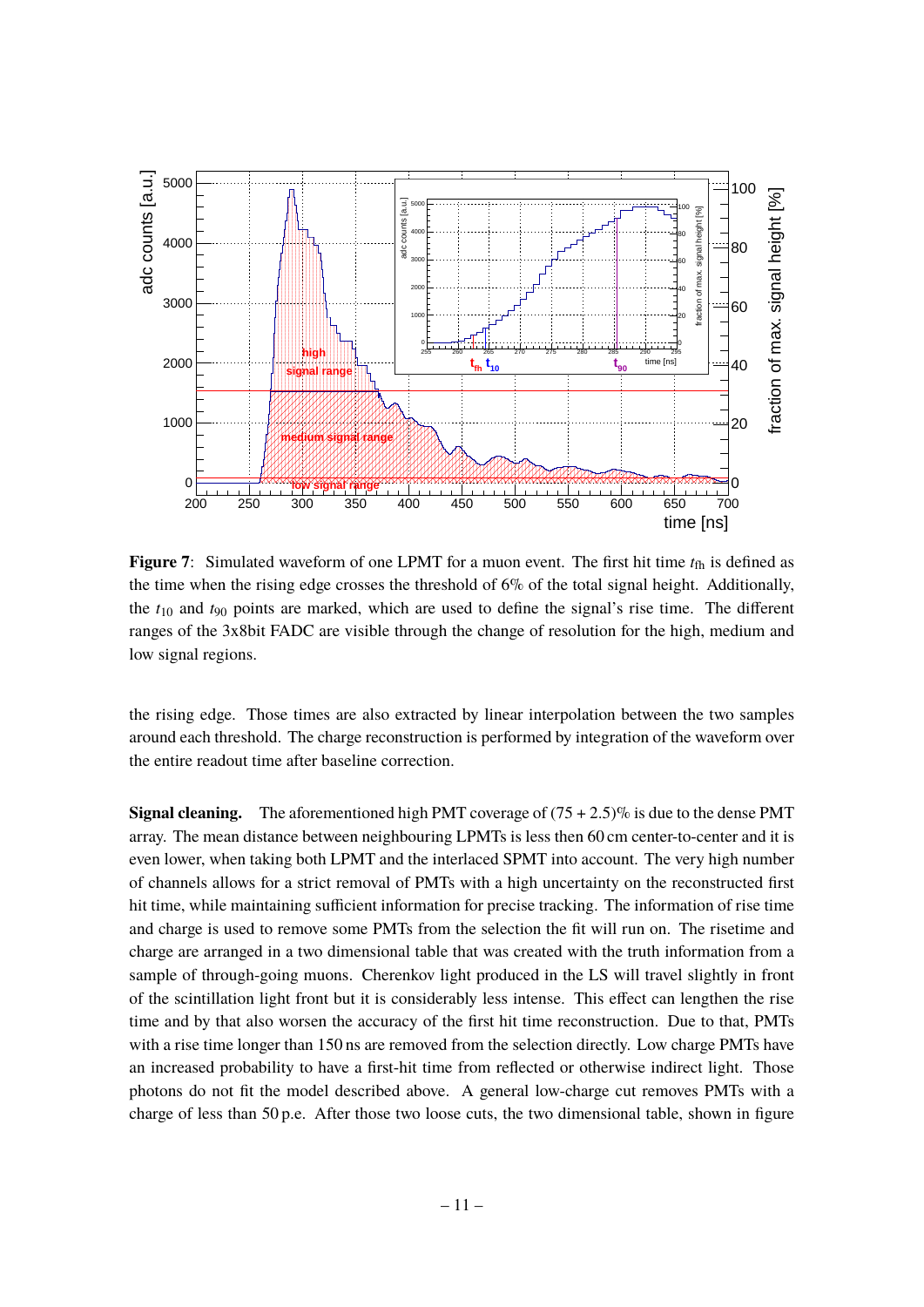**Figure 7**: Simulated waveform of one LPMT for a muon event. The first hit time $t_{fh}$ is defined as the time when the rising edge crosses the threshold of 6% of the total signal height. Additionally, the $t_{10}$ and $t_{90}$ points are marked, which are used to define the signal's rise time. The different ranges of the 3x8bit FADC are visible through the change of resolution for the high, medium and low signal regions.

the rising edge. Those times are also extracted by linear interpolation between the two samples around each threshold. The charge reconstruction is performed by integration of the waveform over the entire readout time after baseline correction.

**Signal cleaning.** The aforementioned high PMT coverage of (75 + 2.5)% is due to the dense PMT array. The mean distance between neighbouring LPMTs is less then 60 cm center-to-center and it is even lower, when taking both LPMT and the interlaced SPMT into account. The very high number of channels allows for a strict removal of PMTs with a high uncertainty on the reconstructed first hit time, while maintaining sufficient information for precise tracking. The information of rise time and charge is used to remove some PMTs from the selection the fit will run on. The risetime and charge are arranged in a two dimensional table that was created with the truth information from a sample of through-going muons. Cherenkov light produced in the LS will travel slightly in front of the scintillation light front but it is considerably less intense. This effect can lengthen the rise time and by that also worsen the accuracy of the first hit time reconstruction. Due to that, PMTs with a rise time longer than 150 ns are removed from the selection directly. Low charge PMTs have an increased probability to have a first-hit time from reflected or otherwise indirect light. Those photons do not fit the model described above. A general low-charge cut removes PMTs with a charge of less than 50 p.e. After those two loose cuts, the two dimensional table, shown in figure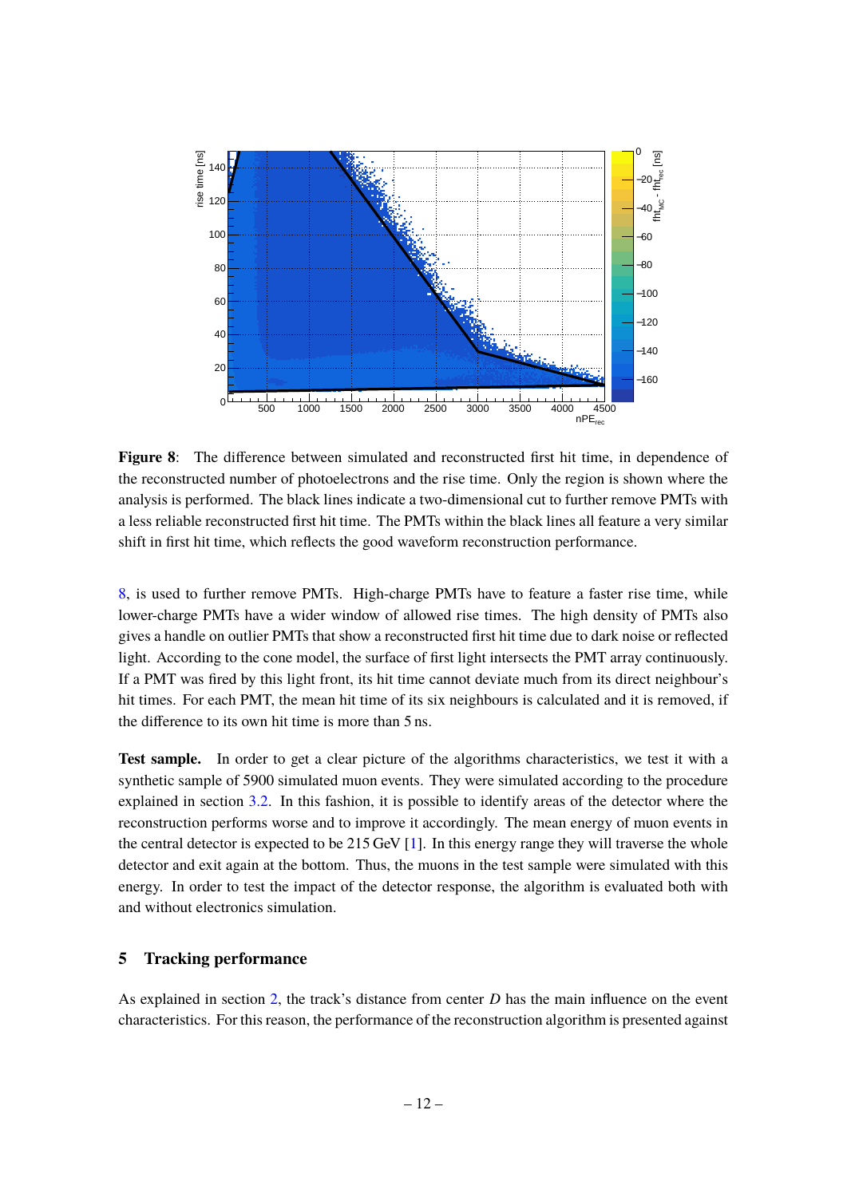**Figure 8**: The difference between simulated and reconstructed first hit time, in dependence of the reconstructed number of photoelectrons and the rise time. Only the region is shown where the analysis is performed. The black lines indicate a two-dimensional cut to further remove PMTs with a less reliable reconstructed first hit time. The PMTs within the black lines all feature a very similar shift in first hit time, which reflects the good waveform reconstruction performance.

8, is used to further remove PMTs. High-charge PMTs have to feature a faster rise time, while lower-charge PMTs have a wider window of allowed rise times. The high density of PMTs also gives a handle on outlier PMTs that show a reconstructed first hit time due to dark noise or reflected light. According to the cone model, the surface of first light intersects the PMT array continuously. If a PMT was fired by this light front, its hit time cannot deviate much from its direct neighbour's hit times. For each PMT, the mean hit time of its six neighbours is calculated and it is removed, if the difference to its own hit time is more than 5 ns.

**Test sample.** In order to get a clear picture of the algorithms characteristics, we test it with a synthetic sample of 5900 simulated muon events. They were simulated according to the procedure explained in section 3.2. In this fashion, it is possible to identify areas of the detector where the reconstruction performs worse and to improve it accordingly. The mean energy of muon events in the central detector is expected to be 215 GeV [1]. In this energy range they will traverse the whole detector and exit again at the bottom. Thus, the muons in the test sample were simulated with this energy. In order to test the impact of the detector response, the algorithm is evaluated both with and without electronics simulation.

## 5 Tracking performance

As explained in section 2, the track's distance from center $D$ has the main influence on the event characteristics. For this reason, the performance of the reconstruction algorithm is presented against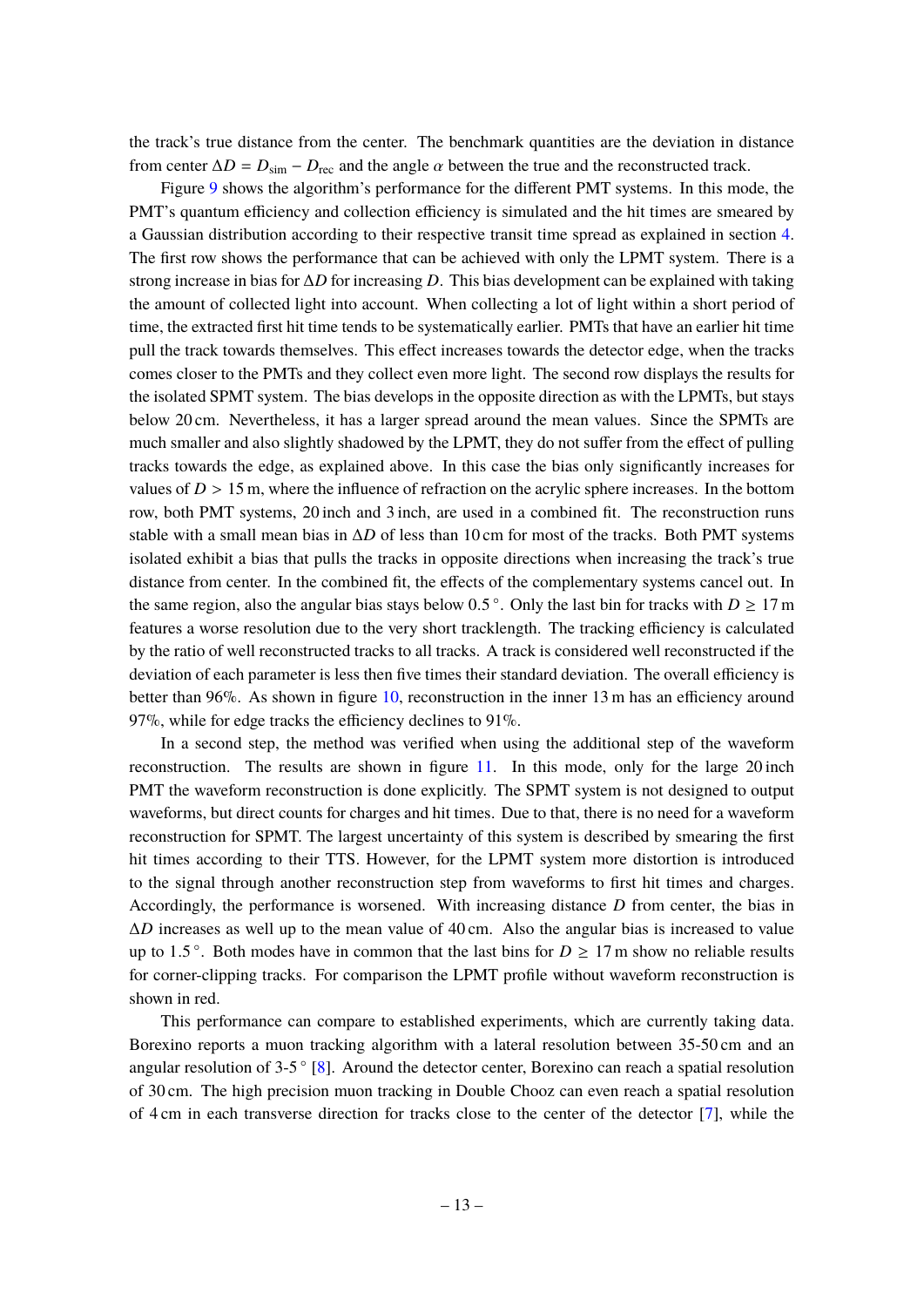the track's true distance from the center. The benchmark quantities are the deviation in distance from center $\Delta D = D_{\mathrm{sim}} - D_{\mathrm{rec}}$ and the angle $\alpha$ between the true and the reconstructed track.

Figure 9 shows the algorithm's performance for the different PMT systems. In this mode, the PMT's quantum efficiency and collection efficiency is simulated and the hit times are smeared by a Gaussian distribution according to their respective transit time spread as explained in section 4. The first row shows the performance that can be achieved with only the LPMT system. There is a strong increase in bias for $\Delta D$ for increasing $D$. This bias development can be explained with taking the amount of collected light into account. When collecting a lot of light within a short period of time, the extracted first hit time tends to be systematically earlier. PMTs that have an earlier hit time pull the track towards themselves. This effect increases towards the detector edge, when the tracks comes closer to the PMTs and they collect even more light. The second row displays the results for the isolated SPMT system. The bias develops in the opposite direction as with the LPMTs, but stays below 20 cm. Nevertheless, it has a larger spread around the mean values. Since the SPMTs are much smaller and also slightly shadowed by the LPMT, they do not suffer from the effect of pulling tracks towards the edge, as explained above. In this case the bias only significantly increases for values of $D > 15$ m, where the influence of refraction on the acrylic sphere increases. In the bottom row, both PMT systems, 20 inch and 3 inch, are used in a combined fit. The reconstruction runs stable with a small mean bias in $\Delta D$ of less than 10 cm for most of the tracks. Both PMT systems isolated exhibit a bias that pulls the tracks in opposite directions when increasing the track's true distance from center. In the combined fit, the effects of the complementary systems cancel out. In the same region, also the angular bias stays below $0.5\,^{\circ}$. Only the last bin for tracks with $D \geq 17$ m features a worse resolution due to the very short tracklength. The tracking efficiency is calculated by the ratio of well reconstructed tracks to all tracks. A track is considered well reconstructed if the deviation of each parameter is less then five times their standard deviation. The overall efficiency is better than 96%. As shown in figure 10, reconstruction in the inner 13 m has an efficiency around 97%, while for edge tracks the efficiency declines to 91%.

In a second step, the method was verified when using the additional step of the waveform reconstruction. The results are shown in figure 11. In this mode, only for the large 20 inch PMT the waveform reconstruction is done explicitly. The SPMT system is not designed to output waveforms, but direct counts for charges and hit times. Due to that, there is no need for a waveform reconstruction for SPMT. The largest uncertainty of this system is described by smearing the first hit times according to their TTS. However, for the LPMT system more distortion is introduced to the signal through another reconstruction step from waveforms to first hit times and charges. Accordingly, the performance is worsened. With increasing distance $D$ from center, the bias in $\Delta D$ increases as well up to the mean value of 40 cm. Also the angular bias is increased to value up to $1.5\,^{\circ}$. Both modes have in common that the last bins for $D \geq 17$ m show no reliable results for corner-clipping tracks. For comparison the LPMT profile without waveform reconstruction is shown in red.

This performance can compare to established experiments, which are currently taking data. Borexino reports a muon tracking algorithm with a lateral resolution between 35-50 cm and an angular resolution of 3-5 $^{\circ}$ [8]. Around the detector center, Borexino can reach a spatial resolution of 30 cm. The high precision muon tracking in Double Chooz can even reach a spatial resolution of 4 cm in each transverse direction for tracks close to the center of the detector [7], while the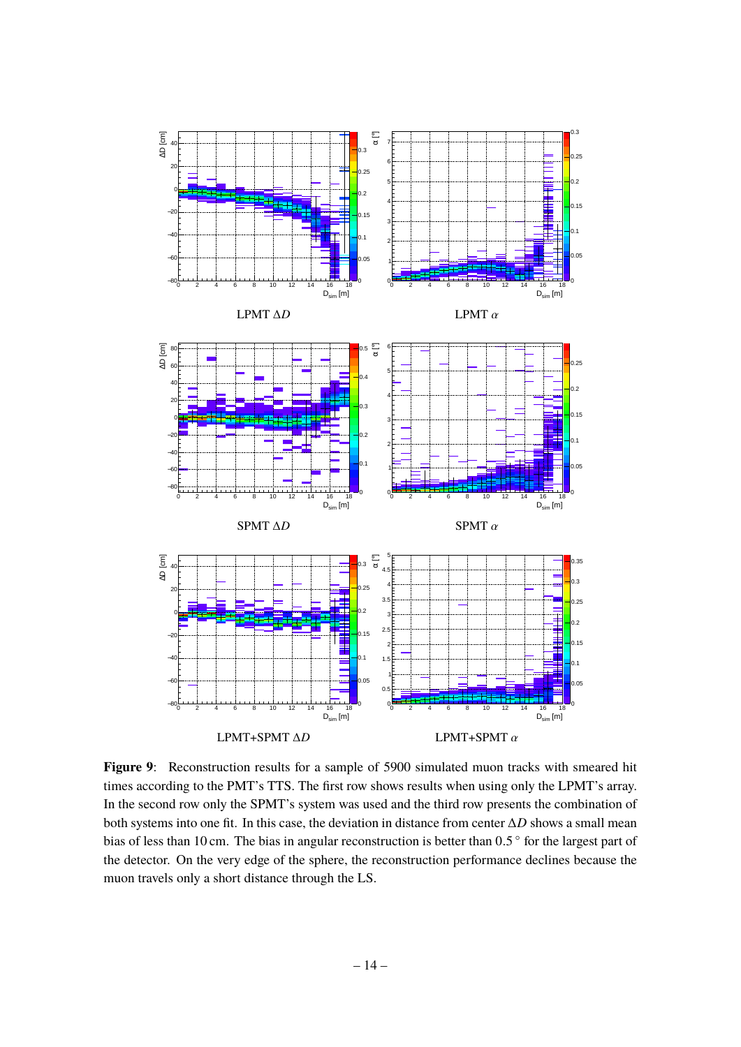LPMT $\Delta D$

LPMT $\alpha$

SPMT $\Delta D$

SPMT $\alpha$

LPMT+SPMT $\Delta D$

LPMT+SPMT $\alpha$

**Figure 9**: Reconstruction results for a sample of 5900 simulated muon tracks with smeared hit times according to the PMT's TTS. The first row shows results when using only the LPMT's array. In the second row only the SPMT's system was used and the third row presents the combination of both systems into one fit. In this case, the deviation in distance from center $\Delta D$ shows a small mean bias of less than 10 cm. The bias in angular reconstruction is better than $0.5\,^{\circ}$ for the largest part of the detector. On the very edge of the sphere, the reconstruction performance declines because the muon travels only a short distance through the LS.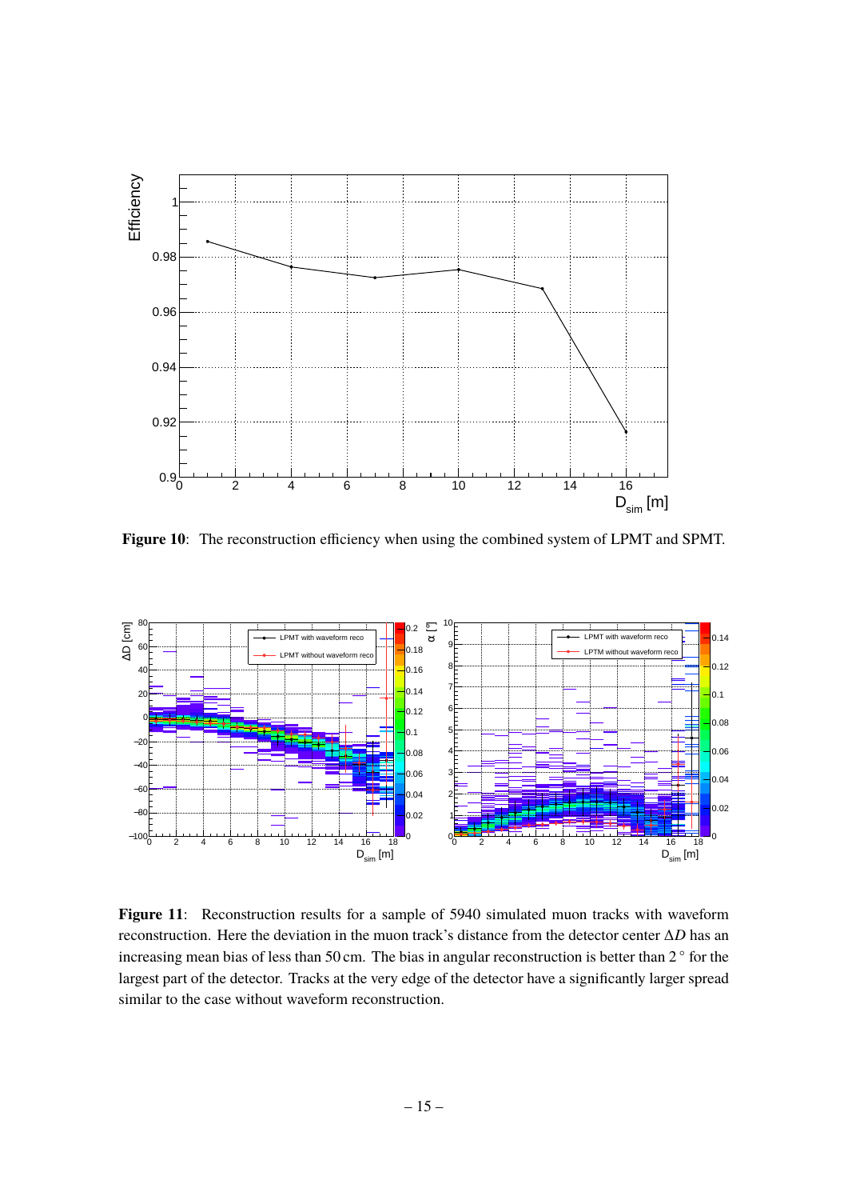**Figure 10**: The reconstruction efficiency when using the combined system of LPMT and SPMT.

**Figure 11**: Reconstruction results for a sample of 5940 simulated muon tracks with waveform reconstruction. Here the deviation in the muon track's distance from the detector center $\Delta D$ has an increasing mean bias of less than 50 cm. The bias in angular reconstruction is better than $2^\circ$ for the largest part of the detector. Tracks at the very edge of the detector have a significantly larger spread similar to the case without waveform reconstruction.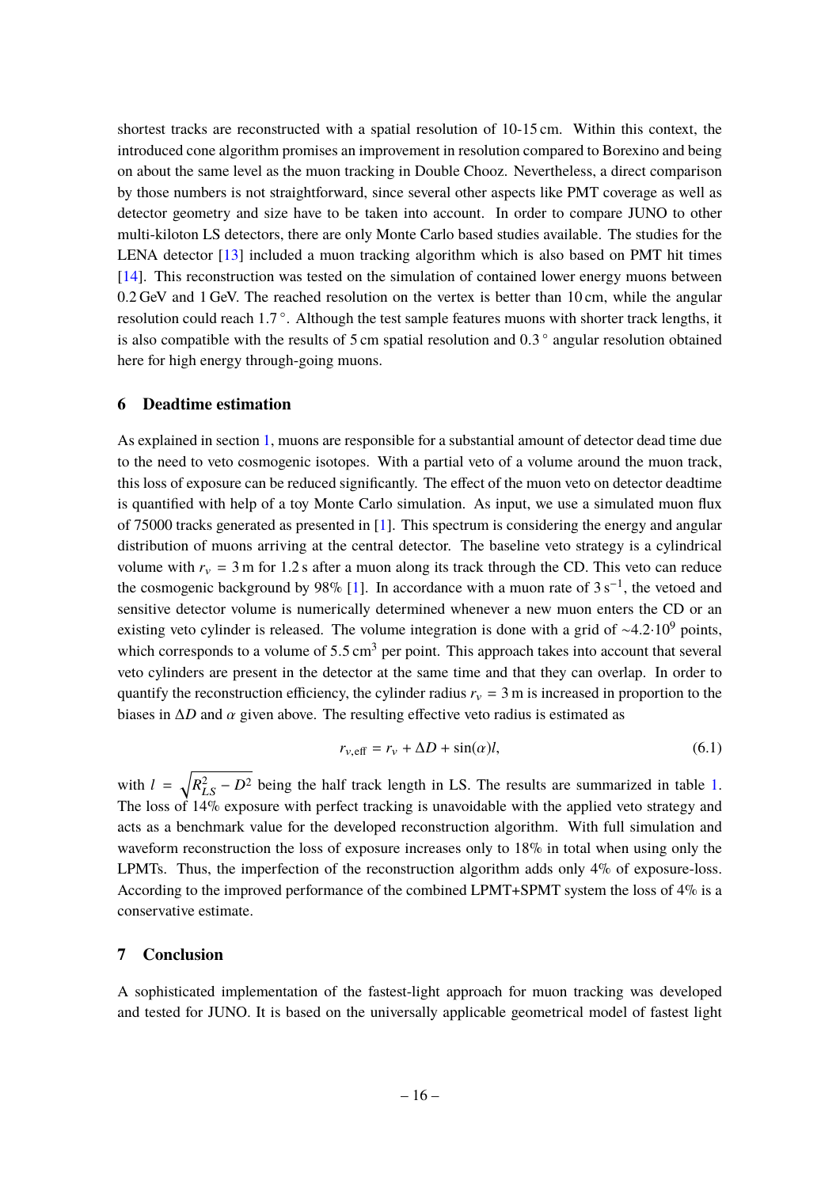shortest tracks are reconstructed with a spatial resolution of 10-15 cm. Within this context, the introduced cone algorithm promises an improvement in resolution compared to Borexino and being on about the same level as the muon tracking in Double Chooz. Nevertheless, a direct comparison by those numbers is not straightforward, since several other aspects like PMT coverage as well as detector geometry and size have to be taken into account. In order to compare JUNO to other multi-kiloton LS detectors, there are only Monte Carlo based studies available. The studies for the LENA detector [13] included a muon tracking algorithm which is also based on PMT hit times [14]. This reconstruction was tested on the simulation of contained lower energy muons between 0.2 GeV and 1 GeV. The reached resolution on the vertex is better than 10 cm, while the angular resolution could reach 1.7 °. Although the test sample features muons with shorter track lengths, it is also compatible with the results of 5 cm spatial resolution and 0.3 ° angular resolution obtained here for high energy through-going muons.

## 6 Deadtime estimation

As explained in section 1, muons are responsible for a substantial amount of detector dead time due to the need to veto cosmogenic isotopes. With a partial veto of a volume around the muon track, this loss of exposure can be reduced significantly. The effect of the muon veto on detector deadtime is quantified with help of a toy Monte Carlo simulation. As input, we use a simulated muon flux of 75000 tracks generated as presented in [1]. This spectrum is considering the energy and angular distribution of muons arriving at the central detector. The baseline veto strategy is a cylindrical volume with $r_v = 3$ m for 1.2 s after a muon along its track through the CD. This veto can reduce the cosmogenic background by 98% [1]. In accordance with a muon rate of $3\,\mathrm{s}^{-1}$, the vetoed and sensitive detector volume is numerically determined whenever a new muon enters the CD or an existing veto cylinder is released. The volume integration is done with a grid of ~$4.2 \cdot 10^9$ points, which corresponds to a volume of $5.5\,\mathrm{cm}^3$ per point. This approach takes into account that several veto cylinders are present in the detector at the same time and that they can overlap. In order to quantify the reconstruction efficiency, the cylinder radius $r_v = 3$ m is increased in proportion to the biases in $\Delta D$ and $\alpha$ given above. The resulting effective veto radius is estimated as

$$r_{v,\mathrm{eff}} = r_v + \Delta D + \sin(\alpha) l, \tag{6.1}$$

with $l = \sqrt{R_{LS}^2 - D^2}$ being the half track length in LS. The results are summarized in table 1. The loss of 14% exposure with perfect tracking is unavoidable with the applied veto strategy and acts as a benchmark value for the developed reconstruction algorithm. With full simulation and waveform reconstruction the loss of exposure increases only to 18% in total when using only the LPMTs. Thus, the imperfection of the reconstruction algorithm adds only 4% of exposure-loss. According to the improved performance of the combined LPMT+SPMT system the loss of 4% is a conservative estimate.

## 7 Conclusion

A sophisticated implementation of the fastest-light approach for muon tracking was developed and tested for JUNO. It is based on the universally applicable geometrical model of fastest light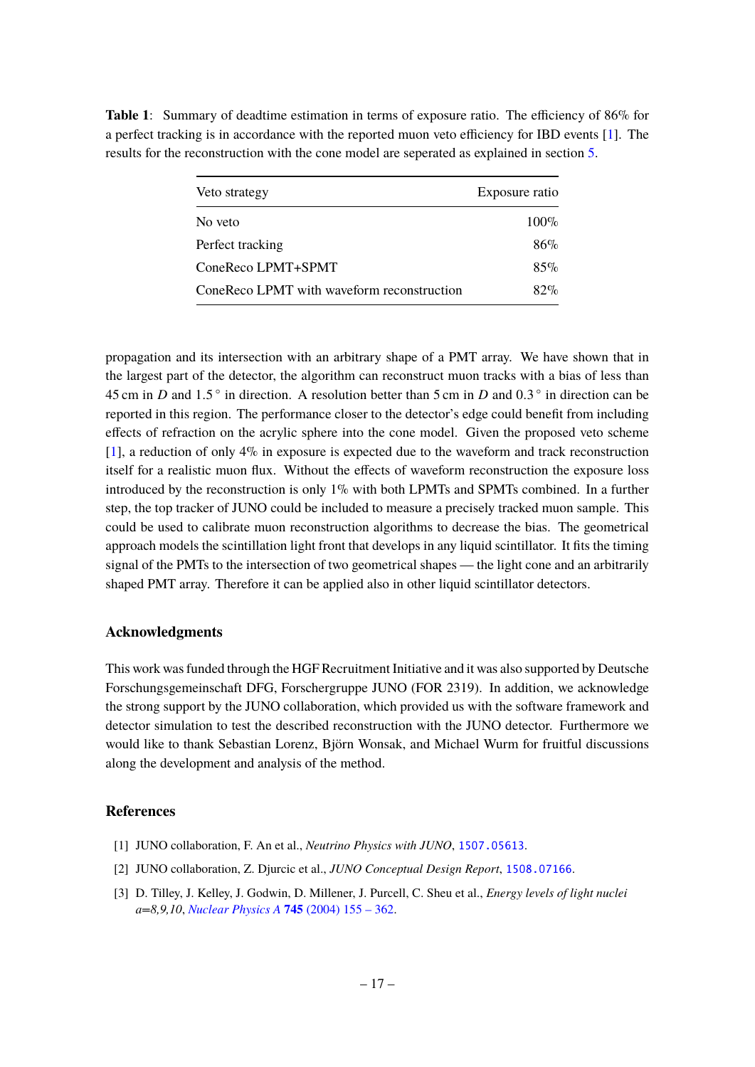**Table 1**: Summary of deadtime estimation in terms of exposure ratio. The efficiency of 86% for a perfect tracking is in accordance with the reported muon veto efficiency for IBD events [1]. The results for the reconstruction with the cone model are seperated as explained in section 5.

| Veto strategy | Exposure ratio |
|---|---|
| No veto | 100% |
| Perfect tracking | 86% |
| ConeReco LPMT+SPMT | 85% |
| ConeReco LPMT with waveform reconstruction | 82% |

propagation and its intersection with an arbitrary shape of a PMT array. We have shown that in the largest part of the detector, the algorithm can reconstruct muon tracks with a bias of less than 45 cm in $D$ and 1.5 ° in direction. A resolution better than 5 cm in $D$ and 0.3 ° in direction can be reported in this region. The performance closer to the detector's edge could benefit from including effects of refraction on the acrylic sphere into the cone model. Given the proposed veto scheme [1], a reduction of only 4% in exposure is expected due to the waveform and track reconstruction itself for a realistic muon flux. Without the effects of waveform reconstruction the exposure loss introduced by the reconstruction is only 1% with both LPMTs and SPMTs combined. In a further step, the top tracker of JUNO could be included to measure a precisely tracked muon sample. This could be used to calibrate muon reconstruction algorithms to decrease the bias. The geometrical approach models the scintillation light front that develops in any liquid scintillator. It fits the timing signal of the PMTs to the intersection of two geometrical shapes — the light cone and an arbitrarily shaped PMT array. Therefore it can be applied also in other liquid scintillator detectors.

## Acknowledgments

This work was funded through the HGF Recruitment Initiative and it was also supported by Deutsche Forschungsgemeinschaft DFG, Forschergruppe JUNO (FOR 2319). In addition, we acknowledge the strong support by the JUNO collaboration, which provided us with the software framework and detector simulation to test the described reconstruction with the JUNO detector. Furthermore we would like to thank Sebastian Lorenz, Björn Wonsak, and Michael Wurm for fruitful discussions along the development and analysis of the method.

## References

[1] JUNO collaboration, F. An et al., *Neutrino Physics with JUNO*, 1507.05613.

[2] JUNO collaboration, Z. Djurcic et al., *JUNO Conceptual Design Report*, 1508.07166.

[3] D. Tilley, J. Kelley, J. Godwin, D. Millener, J. Purcell, C. Sheu et al., *Energy levels of light nuclei a=8,9,10*, *Nuclear Physics A* **745** (2004) 155 – 362.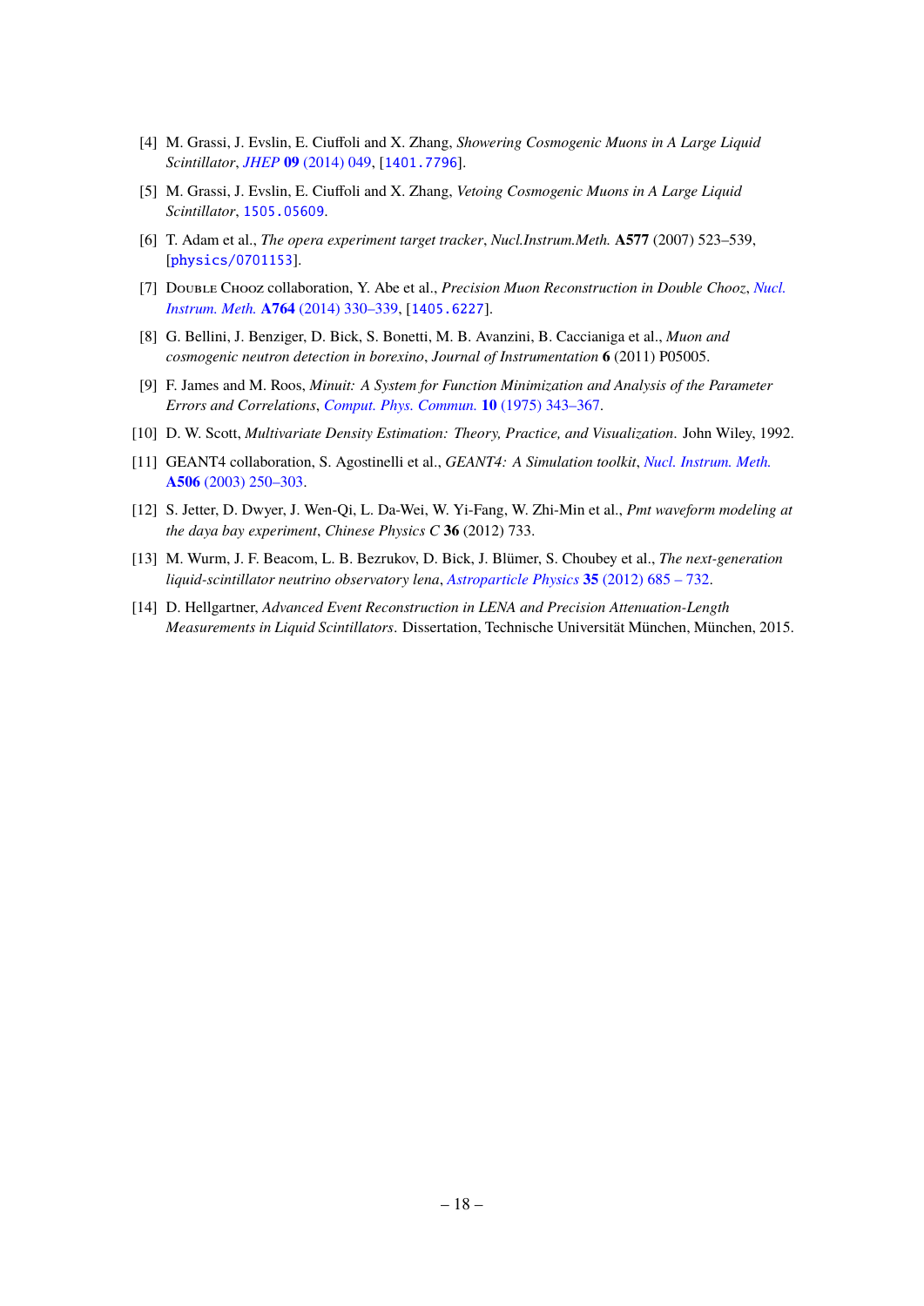[4] M. Grassi, J. Evslin, E. Ciuffoli and X. Zhang, *Showering Cosmogenic Muons in A Large Liquid Scintillator*, *JHEP* **09** (2014) 049, [1401.7796].

[5] M. Grassi, J. Evslin, E. Ciuffoli and X. Zhang, *Vetoing Cosmogenic Muons in A Large Liquid Scintillator*, 1505.05609.

[6] T. Adam et al., *The opera experiment target tracker*, *Nucl.Instrum.Meth.* **A577** (2007) 523–539, [physics/0701153].

[7] Double Chooz collaboration, Y. Abe et al., *Precision Muon Reconstruction in Double Chooz*, *Nucl. Instrum. Meth.* **A764** (2014) 330–339, [1405.6227].

[8] G. Bellini, J. Benziger, D. Bick, S. Bonetti, M. B. Avanzini, B. Caccianiga et al., *Muon and cosmogenic neutron detection in borexino*, *Journal of Instrumentation* **6** (2011) P05005.

[9] F. James and M. Roos, *Minuit: A System for Function Minimization and Analysis of the Parameter Errors and Correlations*, *Comput. Phys. Commun.* **10** (1975) 343–367.

[10] D. W. Scott, *Multivariate Density Estimation: Theory, Practice, and Visualization*. John Wiley, 1992.

[11] GEANT4 collaboration, S. Agostinelli et al., *GEANT4: A Simulation toolkit*, *Nucl. Instrum. Meth.* **A506** (2003) 250–303.

[12] S. Jetter, D. Dwyer, J. Wen-Qi, L. Da-Wei, W. Yi-Fang, W. Zhi-Min et al., *Pmt waveform modeling at the daya bay experiment*, *Chinese Physics C* **36** (2012) 733.

[13] M. Wurm, J. F. Beacom, L. B. Bezrukov, D. Bick, J. Blümer, S. Choubey et al., *The next-generation liquid-scintillator neutrino observatory lena*, *Astroparticle Physics* **35** (2012) 685 – 732.

[14] D. Hellgartner, *Advanced Event Reconstruction in LENA and Precision Attenuation-Length Measurements in Liquid Scintillators*. Dissertation, Technische Universität München, München, 2015.